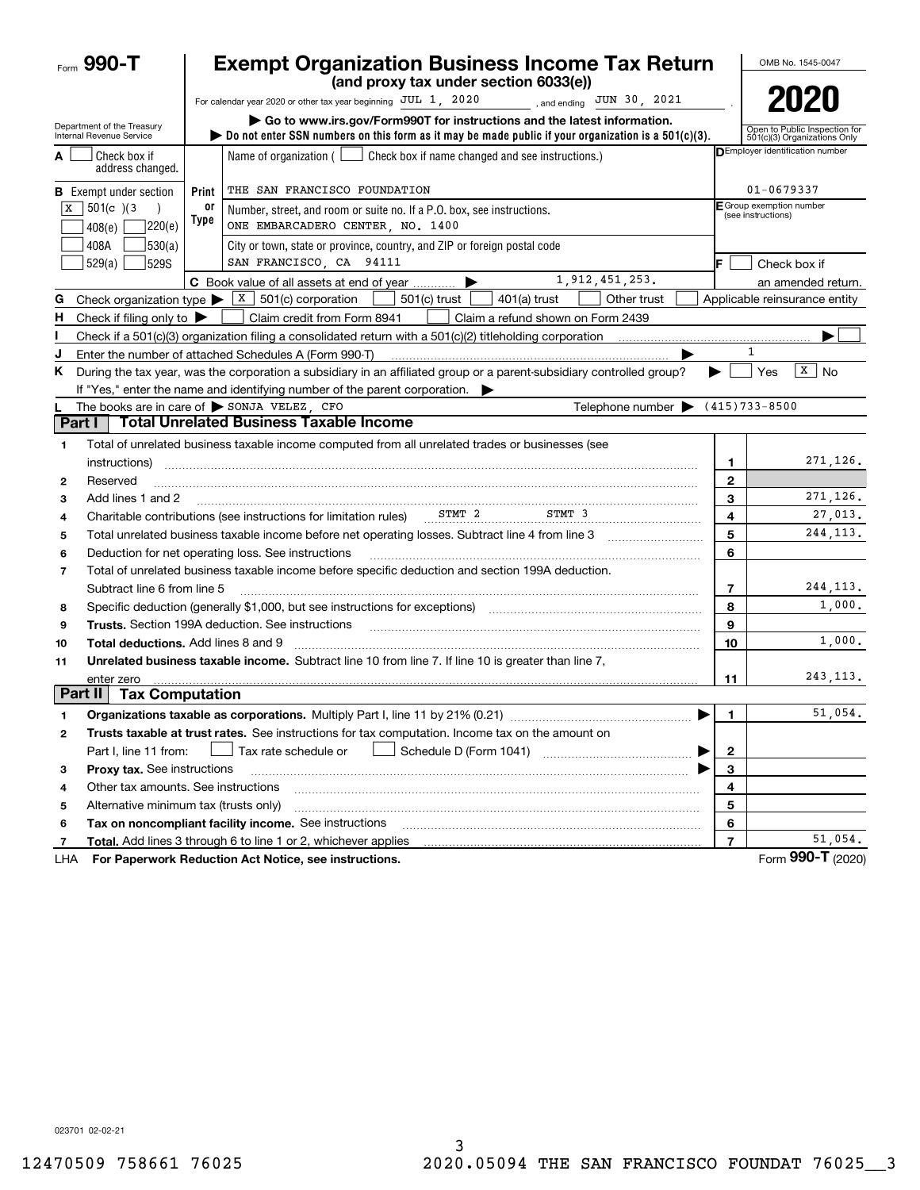Form **990-T**

# Exempt Organization Business Income Tax Return

**(and proxy tax under section 6033(e))**

For calendar year 2020 or other tax year beginning JUL 1, 2020 , and ending JUN 30, 2021 .

▶ Go to www.irs.gov/Form990T for instructions and the latest information.

▶ Do not enter SSN numbers on this form as it may be made public if your organization is a 501(c)(3).

Department of the Treasury
Internal Revenue Service

OMB No. 1545-0047

**2020**

Open to Public Inspection for 501(c)(3) Organizations Only

**A** ☐ Check box if address changed.

**B** Exempt under section
[X] 501(c)(3)
☐ 408(e) ☐ 220(e)
☐ 408A ☐ 530(a)
☐ 529(a) ☐ 529S

Print or Type

Name of organization ( ☐ Check box if name changed and see instructions.)
THE SAN FRANCISCO FOUNDATION

Number, street, and room or suite no. If a P.O. box, see instructions.
ONE EMBARCADERO CENTER, NO. 1400

City or town, state or province, country, and ZIP or foreign postal code
SAN FRANCISCO, CA 94111

**D** Employer identification number
01-0679337

**E** Group exemption number (see instructions)

**F** ☐ Check box if an amended return.

**C** Book value of all assets at end of year ▶ 1,912,451,253.

**G** Check organization type ▶ [X] 501(c) corporation ☐ 501(c) trust ☐ 401(a) trust ☐ Other trust ☐ Applicable reinsurance entity

**H** Check if filing only to ▶ ☐ Claim credit from Form 8941 ☐ Claim a refund shown on Form 2439

**I** Check if a 501(c)(3) organization filing a consolidated return with a 501(c)(2) titleholding corporation ▶ ☐

**J** Enter the number of attached Schedules A (Form 990-T) ▶ 1

**K** During the tax year, was the corporation a subsidiary in an affiliated group or a parent-subsidiary controlled group? ▶ ☐ Yes [X] No

If "Yes," enter the name and identifying number of the parent corporation. ▶

**L** The books are in care of ▶ SONJA VELEZ, CFO Telephone number ▶ (415)733-8500

## Part I Total Unrelated Business Taxable Income

| | | | |
|---|---|---|---|
| 1 | Total of unrelated business taxable income computed from all unrelated trades or businesses (see instructions) | 1 | 271,126. |
| 2 | Reserved | 2 | |
| 3 | Add lines 1 and 2 | 3 | 271,126. |
| 4 | Charitable contributions (see instructions for limitation rules) STMT 2 STMT 3 | 4 | 27,013. |
| 5 | Total unrelated business taxable income before net operating losses. Subtract line 4 from line 3 | 5 | 244,113. |
| 6 | Deduction for net operating loss. See instructions | 6 | |
| 7 | Total of unrelated business taxable income before specific deduction and section 199A deduction. Subtract line 6 from line 5 | 7 | 244,113. |
| 8 | Specific deduction (generally $1,000, but see instructions for exceptions) | 8 | 1,000. |
| 9 | **Trusts.** Section 199A deduction. See instructions | 9 | |
| 10 | **Total deductions.** Add lines 8 and 9 | 10 | 1,000. |
| 11 | **Unrelated business taxable income.** Subtract line 10 from line 7. If line 10 is greater than line 7, enter zero | 11 | 243,113. |

## Part II Tax Computation

| | | | |
|---|---|---|---|
| 1 | **Organizations taxable as corporations.** Multiply Part I, line 11 by 21% (0.21) ▶ | 1 | 51,054. |
| 2 | **Trusts taxable at trust rates.** See instructions for tax computation. Income tax on the amount on Part I, line 11 from: ☐ Tax rate schedule or ☐ Schedule D (Form 1041) ▶ | 2 | |
| 3 | **Proxy tax.** See instructions ▶ | 3 | |
| 4 | Other tax amounts. See instructions | 4 | |
| 5 | Alternative minimum tax (trusts only) | 5 | |
| 6 | **Tax on noncompliant facility income.** See instructions | 6 | |
| 7 | **Total.** Add lines 3 through 6 to line 1 or 2, whichever applies | 7 | 51,054. |

LHA **For Paperwork Reduction Act Notice, see instructions.** Form **990-T** (2020)

023701 02-02-21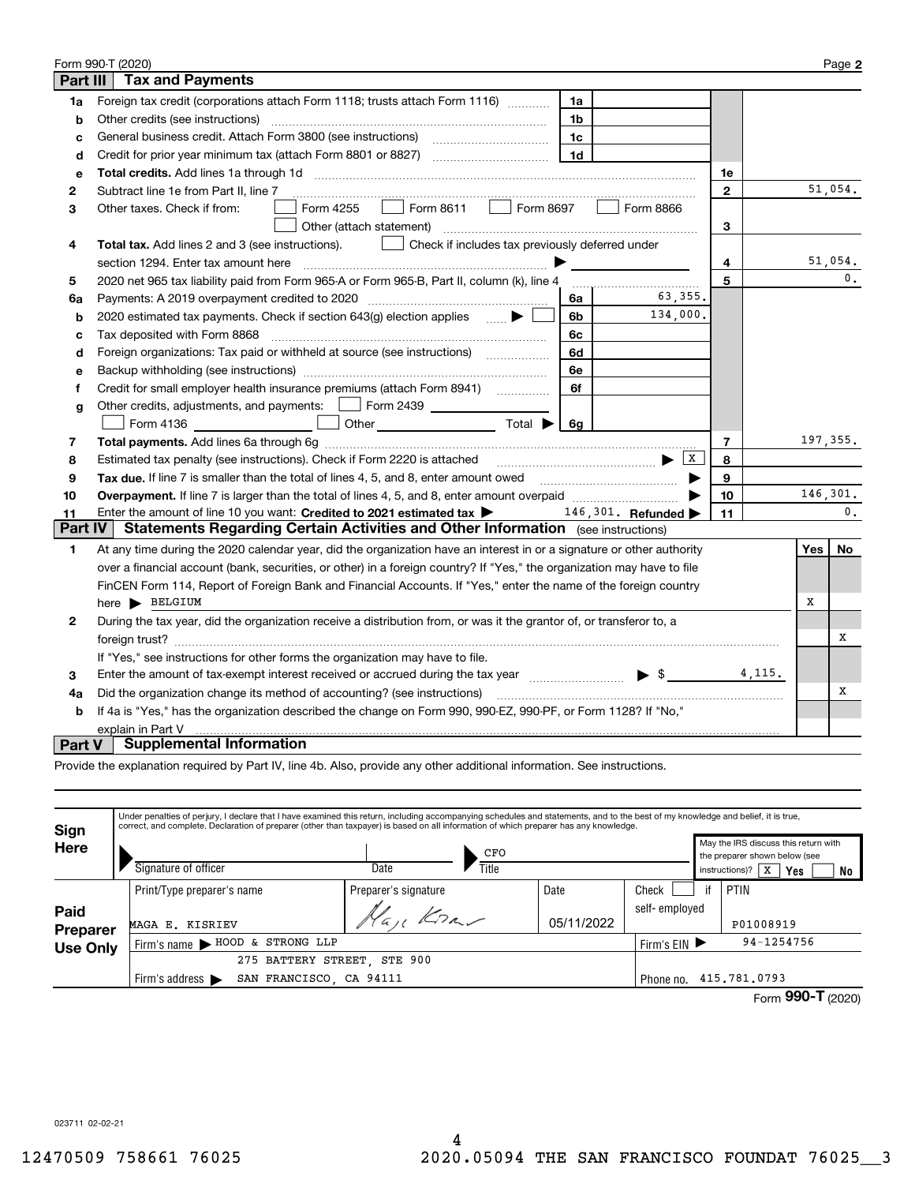Form 990-T (2020) Page **2**

## Part III Tax and Payments

| | | | | | |
|---|---|---|---|---|---|
| **1a** | Foreign tax credit (corporations attach Form 1118; trusts attach Form 1116) | 1a | | | |
| **b** | Other credits (see instructions) | 1b | | | |
| **c** | General business credit. Attach Form 3800 (see instructions) | 1c | | | |
| **d** | Credit for prior year minimum tax (attach Form 8801 or 8827) | 1d | | | |
| **e** | **Total credits.** Add lines 1a through 1d | | | 1e | |
| **2** | Subtract line 1e from Part II, line 7 | | | 2 | 51,054. |
| **3** | Other taxes. Check if from: ☐ Form 4255 ☐ Form 8611 ☐ Form 8697 ☐ Form 8866 ☐ Other (attach statement) | | | 3 | |
| **4** | **Total tax.** Add lines 2 and 3 (see instructions). ☐ Check if includes tax previously deferred under section 1294. Enter tax amount here ▶ | | | 4 | 51,054. |
| **5** | 2020 net 965 tax liability paid from Form 965-A or Form 965-B, Part II, column (k), line 4 | | | 5 | 0. |
| **6a** | Payments: A 2019 overpayment credited to 2020 | 6a | 63,355. | | |
| **b** | 2020 estimated tax payments. Check if section 643(g) election applies ▶ ☐ | 6b | 134,000. | | |
| **c** | Tax deposited with Form 8868 | 6c | | | |
| **d** | Foreign organizations: Tax paid or withheld at source (see instructions) | 6d | | | |
| **e** | Backup withholding (see instructions) | 6e | | | |
| **f** | Credit for small employer health insurance premiums (attach Form 8941) | 6f | | | |
| **g** | Other credits, adjustments, and payments: ☐ Form 2439 ______ ☐ Form 4136 ______ ☐ Other ______ Total ▶ | 6g | | | |
| **7** | **Total payments.** Add lines 6a through 6g | | | 7 | 197,355. |
| **8** | Estimated tax penalty (see instructions). Check if Form 2220 is attached ▶ ☒ | | | 8 | |
| **9** | **Tax due.** If line 7 is smaller than the total of lines 4, 5, and 8, enter amount owed ▶ | | | 9 | |
| **10** | **Overpayment.** If line 7 is larger than the total of lines 4, 5, and 8, enter amount overpaid ▶ | | | 10 | 146,301. |
| **11** | Enter the amount of line 10 you want: **Credited to 2021 estimated tax** ▶ 146,301. **Refunded** ▶ | | | 11 | 0. |

## Part IV Statements Regarding Certain Activities and Other Information (see instructions)

| | | Yes | No |
|---|---|---|---|
| **1** | At any time during the 2020 calendar year, did the organization have an interest in or a signature or other authority over a financial account (bank, securities, or other) in a foreign country? If "Yes," the organization may have to file FinCEN Form 114, Report of Foreign Bank and Financial Accounts. If "Yes," enter the name of the foreign country here ▶ BELGIUM | X | |
| **2** | During the tax year, did the organization receive a distribution from, or was it the grantor of, or transferor to, a foreign trust? If "Yes," see instructions for other forms the organization may have to file. | | X |
| **3** | Enter the amount of tax-exempt interest received or accrued during the tax year ▶ $ 4,115. | | |
| **4a** | Did the organization change its method of accounting? (see instructions) | | X |
| **b** | If 4a is "Yes," has the organization described the change on Form 990, 990-EZ, 990-PF, or Form 1128? If "No," explain in Part V | | |

## Part V Supplemental Information

Provide the explanation required by Part IV, line 4b. Also, provide any other additional information. See instructions.

**Sign Here**

Under penalties of perjury, I declare that I have examined this return, including accompanying schedules and statements, and to the best of my knowledge and belief, it is true, correct, and complete. Declaration of preparer (other than taxpayer) is based on all information of which preparer has any knowledge.

| Signature of officer | Date | Title | May the IRS discuss this return with the preparer shown below (see instructions)? |
|---|---|---|---|
| | | CFO | ☒ Yes ☐ No |

**Paid Preparer Use Only**

| Print/Type preparer's name | Preparer's signature | Date | Check ☐ if self-employed | PTIN |
|---|---|---|---|---|
| MAGA E. KISRIEV | Maga Kisriev | 05/11/2022 | | P01008919 |
| Firm's name ▶ HOOD & STRONG LLP | | | Firm's EIN ▶ | 94-1254756 |
| Firm's address ▶ 275 BATTERY STREET, STE 900 SAN FRANCISCO, CA 94111 | | | Phone no. | 415.781.0793 |

Form **990-T** (2020)

023711 02-02-21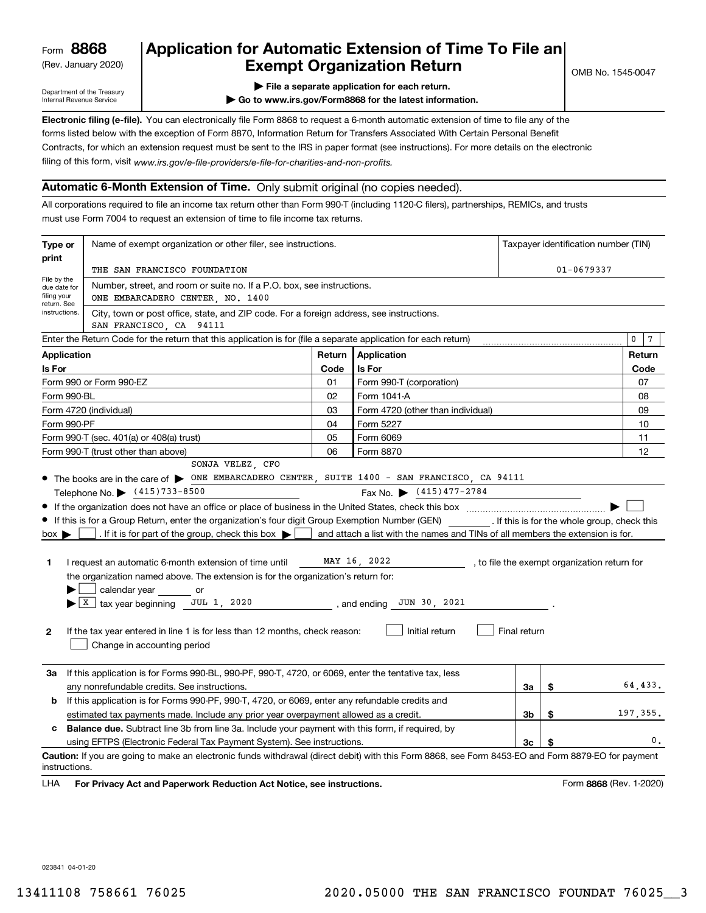Form **8868** (Rev. January 2020)

Department of the Treasury Internal Revenue Service

# Application for Automatic Extension of Time To File an Exempt Organization Return

OMB No. 1545-0047

▶ File a separate application for each return.

▶ Go to www.irs.gov/Form8868 for the latest information.

**Electronic filing (e-file).** You can electronically file Form 8868 to request a 6-month automatic extension of time to file any of the forms listed below with the exception of Form 8870, Information Return for Transfers Associated With Certain Personal Benefit Contracts, for which an extension request must be sent to the IRS in paper format (see instructions). For more details on the electronic filing of this form, visit *www.irs.gov/e-file-providers/e-file-for-charities-and-non-profits.*

## Automatic 6-Month Extension of Time. Only submit original (no copies needed).

All corporations required to file an income tax return other than Form 990-T (including 1120-C filers), partnerships, REMICs, and trusts must use Form 7004 to request an extension of time to file income tax returns.

**Type or print** — File by the due date for filing your return. See instructions.

Name of exempt organization or other filer, see instructions.: THE SAN FRANCISCO FOUNDATION

Taxpayer identification number (TIN): 01-0679337

Number, street, and room or suite no. If a P.O. box, see instructions.: ONE EMBARCADERO CENTER, NO. 1400

City, town or post office, state, and ZIP code. For a foreign address, see instructions.: SAN FRANCISCO, CA 94111

Enter the Return Code for the return that this application is for (file a separate application for each return): 0 7

| Application Is For | Return Code | Application Is For | Return Code |
|---|---|---|---|
| Form 990 or Form 990-EZ | 01 | Form 990-T (corporation) | 07 |
| Form 990-BL | 02 | Form 1041-A | 08 |
| Form 4720 (individual) | 03 | Form 4720 (other than individual) | 09 |
| Form 990-PF | 04 | Form 5227 | 10 |
| Form 990-T (sec. 401(a) or 408(a) trust) | 05 | Form 6069 | 11 |
| Form 990-T (trust other than above) | 06 | Form 8870 | 12 |

- The books are in the care of ▶ SONJA VELEZ, CFO ONE EMBARCADERO CENTER, SUITE 1400 - SAN FRANCISCO, CA 94111

  Telephone No. ▶ (415)733-8500 Fax No. ▶ (415)477-2784

- If the organization does not have an office or place of business in the United States, check this box ▶ ☐
- If this is for a Group Return, enter the organization's four digit Group Exemption Number (GEN) ________ . If this is for the whole group, check this box ▶ ☐ . If it is for part of the group, check this box ▶ ☐ and attach a list with the names and TINs of all members the extension is for.

**1** I request an automatic 6-month extension of time until MAY 16, 2022, to file the exempt organization return for the organization named above. The extension is for the organization's return for:

▶ ☐ calendar year ______ or

▶ ☒ tax year beginning JUL 1, 2020, and ending JUN 30, 2021.

**2** If the tax year entered in line 1 is for less than 12 months, check reason: ☐ Initial return ☐ Final return ☐ Change in accounting period

| | | | |
|---|---|---|---|
| **3a** | If this application is for Forms 990-BL, 990-PF, 990-T, 4720, or 6069, enter the tentative tax, less any nonrefundable credits. See instructions. | 3a | $ 64,433. |
| **b** | If this application is for Forms 990-PF, 990-T, 4720, or 6069, enter any refundable credits and estimated tax payments made. Include any prior year overpayment allowed as a credit. | 3b | $ 197,355. |
| **c** | **Balance due.** Subtract line 3b from line 3a. Include your payment with this form, if required, by using EFTPS (Electronic Federal Tax Payment System). See instructions. | 3c | $ 0. |

**Caution:** If you are going to make an electronic funds withdrawal (direct debit) with this Form 8868, see Form 8453-EO and Form 8879-EO for payment instructions.

LHA **For Privacy Act and Paperwork Reduction Act Notice, see instructions.** Form **8868** (Rev. 1-2020)

023841 04-01-20

13411108 758661 76025 2020.05000 THE SAN FRANCISCO FOUNDAT 76025__3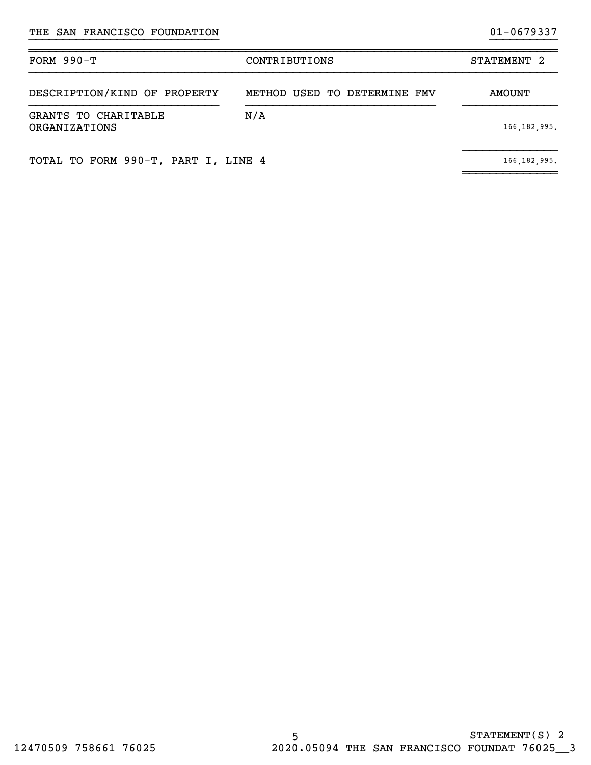THE SAN FRANCISCO FOUNDATION 01-0679337

| FORM 990-T | CONTRIBUTIONS | STATEMENT 2 |
|---|---|---|
| DESCRIPTION/KIND OF PROPERTY | METHOD USED TO DETERMINE FMV | AMOUNT |
| GRANTS TO CHARITABLE ORGANIZATIONS | N/A | 166,182,995. |
| TOTAL TO FORM 990-T, PART I, LINE 4 | | 166,182,995. |

STATEMENT(S) 2

12470509 758661 76025 2020.05094 THE SAN FRANCISCO FOUNDAT 76025__3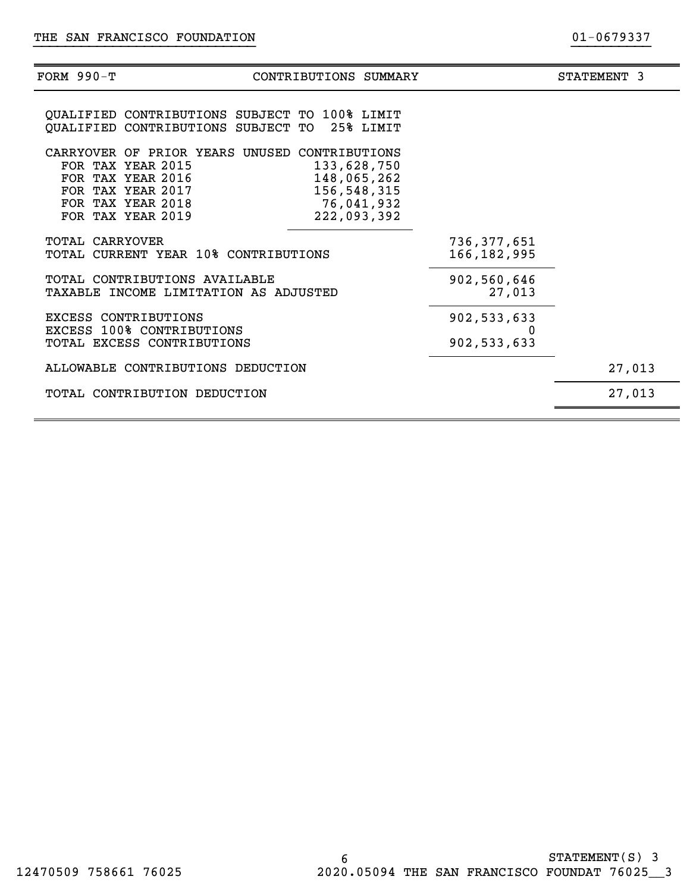THE SAN FRANCISCO FOUNDATION 01-0679337

| FORM 990-T | CONTRIBUTIONS SUMMARY | | STATEMENT 3 |
|---|---|---|---|
| QUALIFIED CONTRIBUTIONS SUBJECT TO 100% LIMIT | | | |
| QUALIFIED CONTRIBUTIONS SUBJECT TO 25% LIMIT | | | |
| CARRYOVER OF PRIOR YEARS UNUSED CONTRIBUTIONS | | | |
| FOR TAX YEAR 2015 | 133,628,750 | | |
| FOR TAX YEAR 2016 | 148,065,262 | | |
| FOR TAX YEAR 2017 | 156,548,315 | | |
| FOR TAX YEAR 2018 | 76,041,932 | | |
| FOR TAX YEAR 2019 | 222,093,392 | | |
| TOTAL CARRYOVER | | 736,377,651 | |
| TOTAL CURRENT YEAR 10% CONTRIBUTIONS | | 166,182,995 | |
| TOTAL CONTRIBUTIONS AVAILABLE | | 902,560,646 | |
| TAXABLE INCOME LIMITATION AS ADJUSTED | | 27,013 | |
| EXCESS CONTRIBUTIONS | | 902,533,633 | |
| EXCESS 100% CONTRIBUTIONS | | 0 | |
| TOTAL EXCESS CONTRIBUTIONS | | 902,533,633 | |
| ALLOWABLE CONTRIBUTIONS DEDUCTION | | | 27,013 |
| TOTAL CONTRIBUTION DEDUCTION | | | 27,013 |

STATEMENT(S) 3

12470509 758661 76025 2020.05094 THE SAN FRANCISCO FOUNDAT 76025__3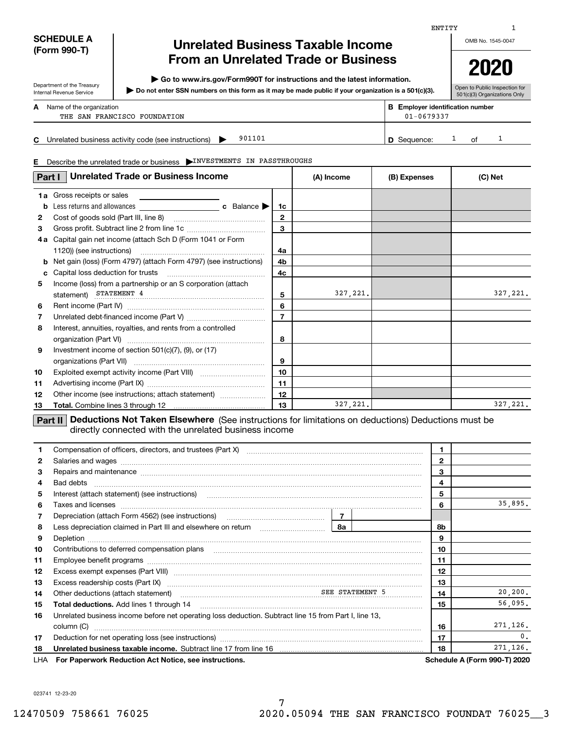ENTITY 1

**SCHEDULE A (Form 990-T)**

Department of the Treasury
Internal Revenue Service

# Unrelated Business Taxable Income From an Unrelated Trade or Business

▶ Go to www.irs.gov/Form990T for instructions and the latest information.

▶ Do not enter SSN numbers on this form as it may be made public if your organization is a 501(c)(3).

OMB No. 1545-0047

**2020**

Open to Public Inspection for 501(c)(3) Organizations Only

**A** Name of the organization: THE SAN FRANCISCO FOUNDATION

**B** Employer identification number: 01-0679337

**C** Unrelated business activity code (see instructions) ▶ 901101

**D** Sequence: 1 of 1

**E** Describe the unrelated trade or business ▶ INVESTMENTS IN PASSTHROUGHS

## Part I Unrelated Trade or Business Income

| | | Line | (A) Income | (B) Expenses | (C) Net |
|---|---|---|---|---|---|
| 1a | Gross receipts or sales | | | | |
| b | Less returns and allowances ... c Balance ▶ | 1c | | | |
| 2 | Cost of goods sold (Part III, line 8) | 2 | | | |
| 3 | Gross profit. Subtract line 2 from line 1c | 3 | | | |
| 4a | Capital gain net income (attach Sch D (Form 1041 or Form 1120)) (see instructions) | 4a | | | |
| b | Net gain (loss) (Form 4797) (attach Form 4797) (see instructions) | 4b | | | |
| c | Capital loss deduction for trusts | 4c | | | |
| 5 | Income (loss) from a partnership or an S corporation (attach statement) STATEMENT 4 | 5 | 327,221. | | 327,221. |
| 6 | Rent income (Part IV) | 6 | | | |
| 7 | Unrelated debt-financed income (Part V) | 7 | | | |
| 8 | Interest, annuities, royalties, and rents from a controlled organization (Part VI) | 8 | | | |
| 9 | Investment income of section 501(c)(7), (9), or (17) organizations (Part VII) | 9 | | | |
| 10 | Exploited exempt activity income (Part VIII) | 10 | | | |
| 11 | Advertising income (Part IX) | 11 | | | |
| 12 | Other income (see instructions; attach statement) | 12 | | | |
| 13 | **Total.** Combine lines 3 through 12 | 13 | 327,221. | | 327,221. |

## Part II Deductions Not Taken Elsewhere (See instructions for limitations on deductions) Deductions must be directly connected with the unrelated business income

| | | Line | Amount |
|---|---|---|---|
| 1 | Compensation of officers, directors, and trustees (Part X) | 1 | |
| 2 | Salaries and wages | 2 | |
| 3 | Repairs and maintenance | 3 | |
| 4 | Bad debts | 4 | |
| 5 | Interest (attach statement) (see instructions) | 5 | |
| 6 | Taxes and licenses | 6 | 35,895. |
| 7 | Depreciation (attach Form 4562) (see instructions) — 7 | | |
| 8 | Less depreciation claimed in Part III and elsewhere on return — 8a | 8b | |
| 9 | Depletion | 9 | |
| 10 | Contributions to deferred compensation plans | 10 | |
| 11 | Employee benefit programs | 11 | |
| 12 | Excess exempt expenses (Part VIII) | 12 | |
| 13 | Excess readership costs (Part IX) | 13 | |
| 14 | Other deductions (attach statement) SEE STATEMENT 5 | 14 | 20,200. |
| 15 | **Total deductions.** Add lines 1 through 14 | 15 | 56,095. |
| 16 | Unrelated business income before net operating loss deduction. Subtract line 15 from Part I, line 13, column (C) | 16 | 271,126. |
| 17 | Deduction for net operating loss (see instructions) | 17 | 0. |
| 18 | **Unrelated business taxable income.** Subtract line 17 from line 16 | 18 | 271,126. |

LHA **For Paperwork Reduction Act Notice, see instructions.** **Schedule A (Form 990-T) 2020**

023741 12-23-20

12470509 758661 76025 2020.05094 THE SAN FRANCISCO FOUNDAT 76025__3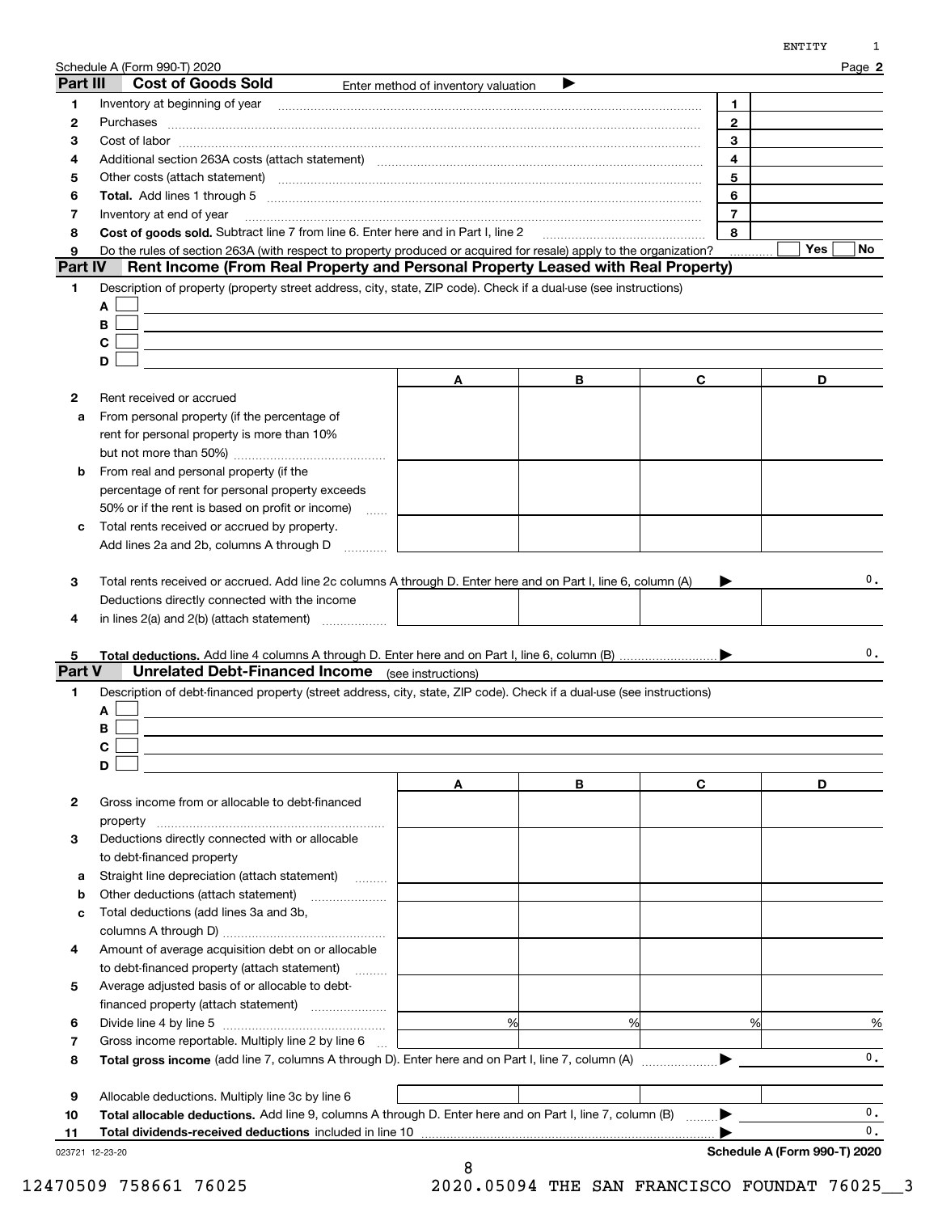Schedule A (Form 990-T) 2020

## Part III Cost of Goods Sold

Enter method of inventory valuation ▶

| | | | |
|---|---|---|---|
| 1 | Inventory at beginning of year | 1 | |
| 2 | Purchases | 2 | |
| 3 | Cost of labor | 3 | |
| 4 | Additional section 263A costs (attach statement) | 4 | |
| 5 | Other costs (attach statement) | 5 | |
| 6 | **Total.** Add lines 1 through 5 | 6 | |
| 7 | Inventory at end of year | 7 | |
| 8 | **Cost of goods sold.** Subtract line 7 from line 6. Enter here and in Part I, line 2 | 8 | |
| 9 | Do the rules of section 263A (with respect to property produced or acquired for resale) apply to the organization? | | ☐ Yes ☐ No |

## Part IV Rent Income (From Real Property and Personal Property Leased with Real Property)

1 Description of property (property street address, city, state, ZIP code). Check if a dual-use (see instructions)

A ☐

B ☐

C ☐

D ☐

| | | A | B | C | D |
|---|---|---|---|---|---|
| 2 | Rent received or accrued | | | | |
| a | From personal property (if the percentage of rent for personal property is more than 10% but not more than 50%) | | | | |
| b | From real and personal property (if the percentage of rent for personal property exceeds 50% or if the rent is based on profit or income) | | | | |
| c | Total rents received or accrued by property. Add lines 2a and 2b, columns A through D | | | | |

3 Total rents received or accrued. Add line 2c columns A through D. Enter here and on Part I, line 6, column (A) ▶ 0.

| | | A | B | C | D |
|---|---|---|---|---|---|
| 4 | Deductions directly connected with the income in lines 2(a) and 2(b) (attach statement) | | | | |

5 **Total deductions.** Add line 4 columns A through D. Enter here and on Part I, line 6, column (B) ▶ 0.

## Part V Unrelated Debt-Financed Income (see instructions)

1 Description of debt-financed property (street address, city, state, ZIP code). Check if a dual-use (see instructions)

A ☐

B ☐

C ☐

D ☐

| | | A | B | C | D |
|---|---|---|---|---|---|
| 2 | Gross income from or allocable to debt-financed property | | | | |
| 3 | Deductions directly connected with or allocable to debt-financed property | | | | |
| a | Straight line depreciation (attach statement) | | | | |
| b | Other deductions (attach statement) | | | | |
| c | Total deductions (add lines 3a and 3b, columns A through D) | | | | |
| 4 | Amount of average acquisition debt on or allocable to debt-financed property (attach statement) | | | | |
| 5 | Average adjusted basis of or allocable to debt-financed property (attach statement) | | | | |
| 6 | Divide line 4 by line 5 | % | % | % | % |
| 7 | Gross income reportable. Multiply line 2 by line 6 | | | | |

8 **Total gross income** (add line 7, columns A through D). Enter here and on Part I, line 7, column (A) ▶ 0.

| | | A | B | C | D |
|---|---|---|---|---|---|
| 9 | Allocable deductions. Multiply line 3c by line 6 | | | | |

10 **Total allocable deductions.** Add line 9, columns A through D. Enter here and on Part I, line 7, column (B) ▶ 0.

11 **Total dividends-received deductions** included in line 10 ▶ 0.

023721 12-23-20

**Schedule A (Form 990-T) 2020**

12470509 758661 76025 2020.05094 THE SAN FRANCISCO FOUNDAT 76025__3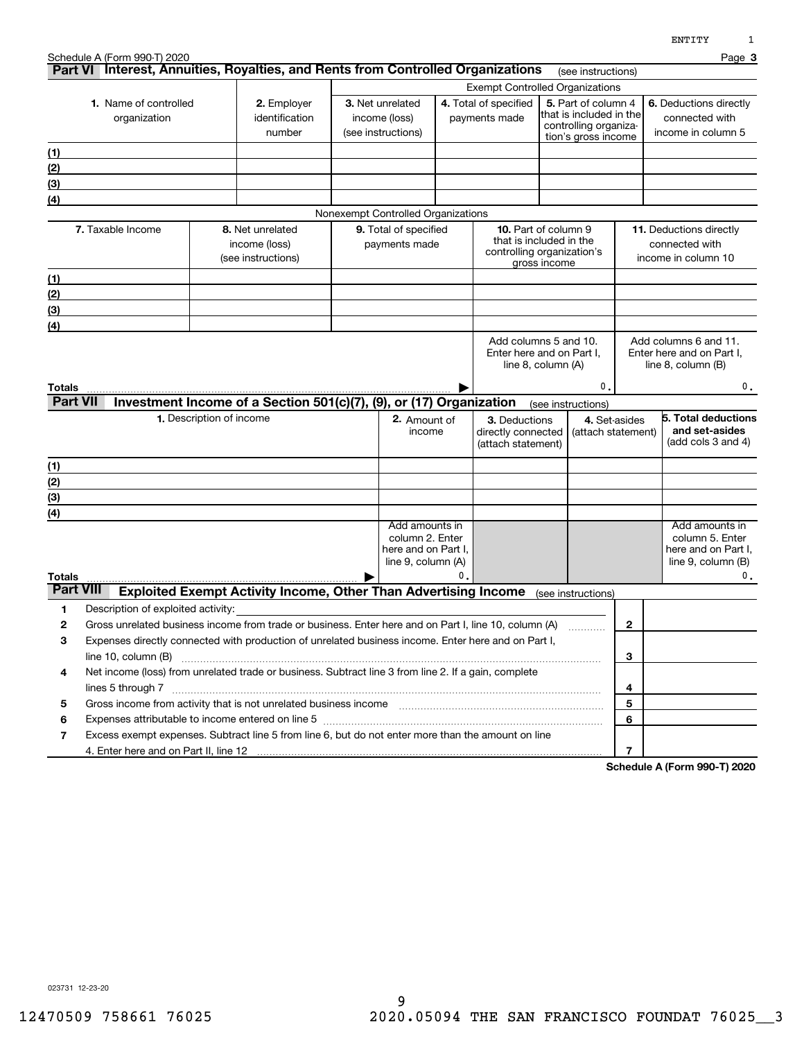Schedule A (Form 990-T) 2020

## Part VI Interest, Annuities, Royalties, and Rents from Controlled Organizations (see instructions)

| 1. Name of controlled organization | 2. Employer identification number | Exempt Controlled Organizations | | | |
|---|---|---|---|---|---|
| | | 3. Net unrelated income (loss) (see instructions) | 4. Total of specified payments made | 5. Part of column 4 that is included in the controlling organization's gross income | 6. Deductions directly connected with income in column 5 |
| (1) | | | | | |
| (2) | | | | | |
| (3) | | | | | |
| (4) | | | | | |

Nonexempt Controlled Organizations

| 7. Taxable Income | 8. Net unrelated income (loss) (see instructions) | 9. Total of specified payments made | 10. Part of column 9 that is included in the controlling organization's gross income | 11. Deductions directly connected with income in column 10 |
|---|---|---|---|---|
| (1) | | | | |
| (2) | | | | |
| (3) | | | | |
| (4) | | | | |
| | | | Add columns 5 and 10. Enter here and on Part I, line 8, column (A) | Add columns 6 and 11. Enter here and on Part I, line 8, column (B) |
| **Totals** | | | 0. | 0. |

## Part VII Investment Income of a Section 501(c)(7), (9), or (17) Organization (see instructions)

| 1. Description of income | 2. Amount of income | 3. Deductions directly connected (attach statement) | 4. Set-asides (attach statement) | 5. Total deductions and set-asides (add cols 3 and 4) |
|---|---|---|---|---|
| (1) | | | | |
| (2) | | | | |
| (3) | | | | |
| (4) | | | | |
| | Add amounts in column 2. Enter here and on Part I, line 9, column (A) | | | Add amounts in column 5. Enter here and on Part I, line 9, column (B) |
| **Totals** | 0. | | | 0. |

## Part VIII Exploited Exempt Activity Income, Other Than Advertising Income (see instructions)

| | | | |
|---|---|---|---|
| 1 | Description of exploited activity: | | |
| 2 | Gross unrelated business income from trade or business. Enter here and on Part I, line 10, column (A) | 2 | |
| 3 | Expenses directly connected with production of unrelated business income. Enter here and on Part I, line 10, column (B) | 3 | |
| 4 | Net income (loss) from unrelated trade or business. Subtract line 3 from line 2. If a gain, complete lines 5 through 7 | 4 | |
| 5 | Gross income from activity that is not unrelated business income | 5 | |
| 6 | Expenses attributable to income entered on line 5 | 6 | |
| 7 | Excess exempt expenses. Subtract line 5 from line 6, but do not enter more than the amount on line 4. Enter here and on Part II, line 12 | 7 | |

Schedule A (Form 990-T) 2020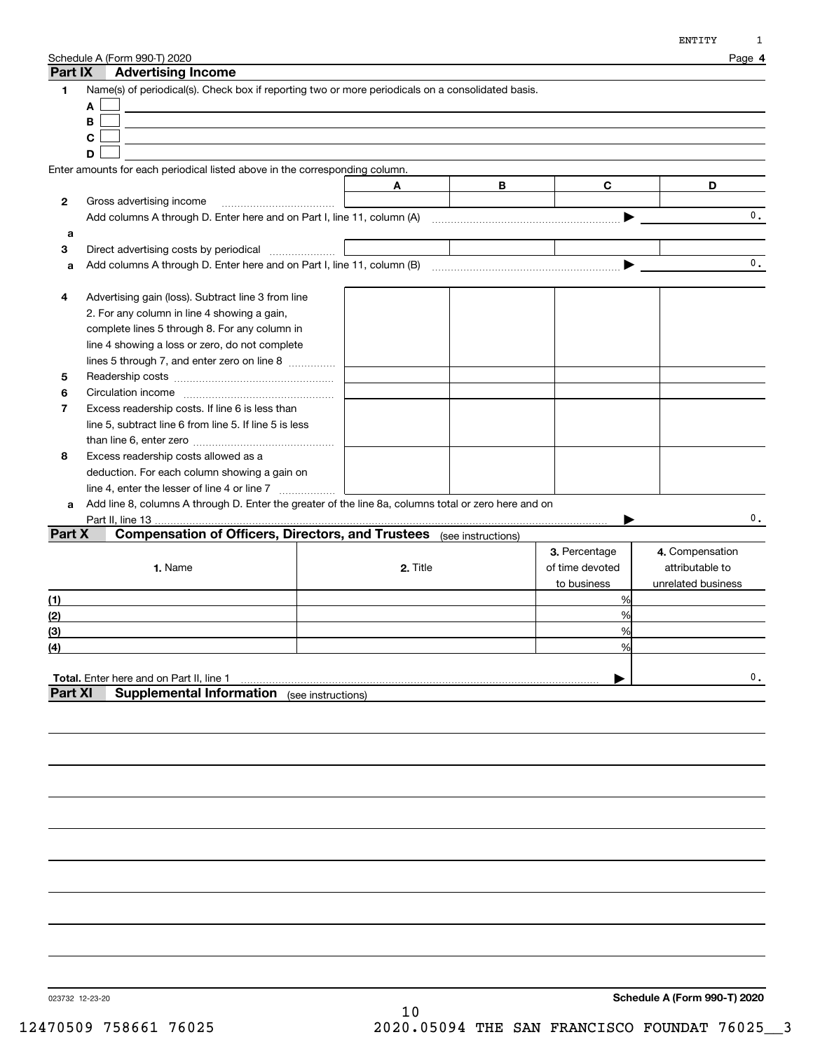Schedule A (Form 990-T) 2020

## Part IX Advertising Income

**1** Name(s) of periodical(s). Check box if reporting two or more periodicals on a consolidated basis.

A ☐

B ☐

C ☐

D ☐

Enter amounts for each periodical listed above in the corresponding column.

| | | A | B | C | D |
|---|---|---|---|---|---|
| **2** | Gross advertising income | | | | |
| | Add columns A through D. Enter here and on Part I, line 11, column (A) | | | | 0. |
| **a** | | | | | |
| **3** | Direct advertising costs by periodical | | | | |
| **a** | Add columns A through D. Enter here and on Part I, line 11, column (B) | | | | 0. |
| **4** | Advertising gain (loss). Subtract line 3 from line 2. For any column in line 4 showing a gain, complete lines 5 through 8. For any column in line 4 showing a loss or zero, do not complete lines 5 through 7, and enter zero on line 8 | | | | |
| **5** | Readership costs | | | | |
| **6** | Circulation income | | | | |
| **7** | Excess readership costs. If line 6 is less than line 5, subtract line 6 from line 5. If line 5 is less than line 6, enter zero | | | | |
| **8** | Excess readership costs allowed as a deduction. For each column showing a gain on line 4, enter the lesser of line 4 or line 7 | | | | |
| **a** | Add line 8, columns A through D. Enter the greater of the line 8a, columns total or zero here and on Part II, line 13 | | | | 0. |

## Part X Compensation of Officers, Directors, and Trustees (see instructions)

| | 1. Name | 2. Title | 3. Percentage of time devoted to business | 4. Compensation attributable to unrelated business |
|---|---|---|---|---|
| (1) | | | % | |
| (2) | | | % | |
| (3) | | | % | |
| (4) | | | % | |
| **Total.** Enter here and on Part II, line 1 | | | | 0. |

## Part XI Supplemental Information (see instructions)

023732 12-23-20

**Schedule A (Form 990-T) 2020**

12470509 758661 76025 2020.05094 THE SAN FRANCISCO FOUNDAT 76025__3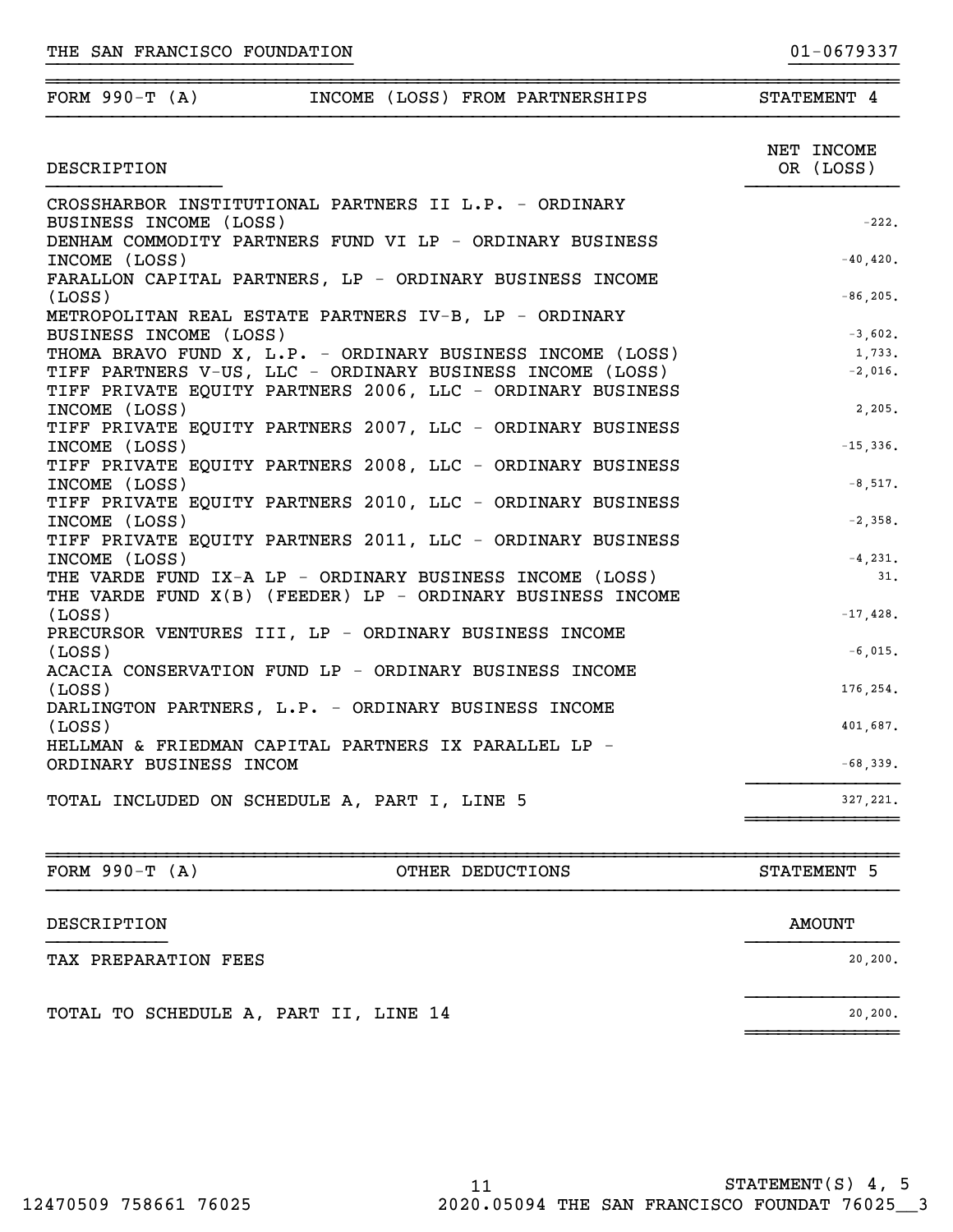THE SAN FRANCISCO FOUNDATION 01-0679337

## FORM 990-T (A) — INCOME (LOSS) FROM PARTNERSHIPS — STATEMENT 4

| DESCRIPTION | NET INCOME OR (LOSS) |
|---|---|
| CROSSHARBOR INSTITUTIONAL PARTNERS II L.P. - ORDINARY BUSINESS INCOME (LOSS) | -222. |
| DENHAM COMMODITY PARTNERS FUND VI LP - ORDINARY BUSINESS INCOME (LOSS) | -40,420. |
| FARALLON CAPITAL PARTNERS, LP - ORDINARY BUSINESS INCOME (LOSS) | -86,205. |
| METROPOLITAN REAL ESTATE PARTNERS IV-B, LP - ORDINARY BUSINESS INCOME (LOSS) | -3,602. |
| THOMA BRAVO FUND X, L.P. - ORDINARY BUSINESS INCOME (LOSS) | 1,733. |
| TIFF PARTNERS V-US, LLC - ORDINARY BUSINESS INCOME (LOSS) | -2,016. |
| TIFF PRIVATE EQUITY PARTNERS 2006, LLC - ORDINARY BUSINESS INCOME (LOSS) | 2,205. |
| TIFF PRIVATE EQUITY PARTNERS 2007, LLC - ORDINARY BUSINESS INCOME (LOSS) | -15,336. |
| TIFF PRIVATE EQUITY PARTNERS 2008, LLC - ORDINARY BUSINESS INCOME (LOSS) | -8,517. |
| TIFF PRIVATE EQUITY PARTNERS 2010, LLC - ORDINARY BUSINESS INCOME (LOSS) | -2,358. |
| TIFF PRIVATE EQUITY PARTNERS 2011, LLC - ORDINARY BUSINESS INCOME (LOSS) | -4,231. |
| THE VARDE FUND IX-A LP - ORDINARY BUSINESS INCOME (LOSS) | 31. |
| THE VARDE FUND X(B) (FEEDER) LP - ORDINARY BUSINESS INCOME (LOSS) | -17,428. |
| PRECURSOR VENTURES III, LP - ORDINARY BUSINESS INCOME (LOSS) | -6,015. |
| ACACIA CONSERVATION FUND LP - ORDINARY BUSINESS INCOME (LOSS) | 176,254. |
| DARLINGTON PARTNERS, L.P. - ORDINARY BUSINESS INCOME (LOSS) | 401,687. |
| HELLMAN & FRIEDMAN CAPITAL PARTNERS IX PARALLEL LP - ORDINARY BUSINESS INCOM | -68,339. |
| TOTAL INCLUDED ON SCHEDULE A, PART I, LINE 5 | 327,221. |

## FORM 990-T (A) — OTHER DEDUCTIONS — STATEMENT 5

| DESCRIPTION | AMOUNT |
|---|---|
| TAX PREPARATION FEES | 20,200. |
| TOTAL TO SCHEDULE A, PART II, LINE 14 | 20,200. |

STATEMENT(S) 4, 5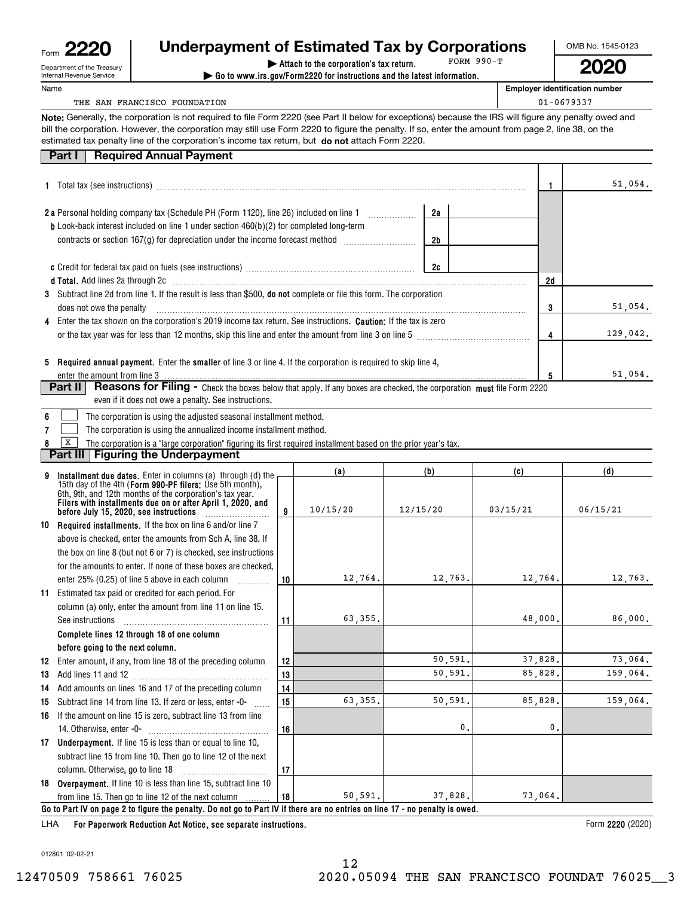Form **2220**
Department of the Treasury
Internal Revenue Service

# Underpayment of Estimated Tax by Corporations

▶ Attach to the corporation's tax return. FORM 990-T
▶ Go to www.irs.gov/Form2220 for instructions and the latest information.

OMB No. 1545-0123

**2020**

| Name | Employer identification number |
|---|---|
| THE SAN FRANCISCO FOUNDATION | 01-0679337 |

**Note:** Generally, the corporation is not required to file Form 2220 (see Part II below for exceptions) because the IRS will figure any penalty owed and bill the corporation. However, the corporation may still use Form 2220 to figure the penalty. If so, enter the amount from page 2, line 38, on the estimated tax penalty line of the corporation's income tax return, but **do not** attach Form 2220.

## Part I Required Annual Payment

| | | | | |
|---|---|---|---|---|
| **1** | Total tax (see instructions) | | 1 | 51,054. |
| **2a** | Personal holding company tax (Schedule PH (Form 1120), line 26) included on line 1 | 2a | | |
| **b** | Look-back interest included on line 1 under section 460(b)(2) for completed long-term contracts or section 167(g) for depreciation under the income forecast method | 2b | | |
| **c** | Credit for federal tax paid on fuels (see instructions) | 2c | | |
| **d** | **Total.** Add lines 2a through 2c | | 2d | |
| **3** | Subtract line 2d from line 1. If the result is less than $500, **do not** complete or file this form. The corporation does not owe the penalty | | 3 | 51,054. |
| **4** | Enter the tax shown on the corporation's 2019 income tax return. See instructions. **Caution:** If the tax is zero or the tax year was for less than 12 months, skip this line and enter the amount from line 3 on line 5 | | 4 | 129,042. |
| **5** | **Required annual payment.** Enter the **smaller** of line 3 or line 4. If the corporation is required to skip line 4, enter the amount from line 3 | | 5 | 51,054. |

## Part II Reasons for Filing - Check the boxes below that apply. If any boxes are checked, the corporation must file Form 2220 even if it does not owe a penalty. See instructions.

**6** ☐ The corporation is using the adjusted seasonal installment method.

**7** ☐ The corporation is using the annualized income installment method.

**8** ☒ The corporation is a "large corporation" figuring its first required installment based on the prior year's tax.

## Part III Figuring the Underpayment

| | | | (a) | (b) | (c) | (d) |
|---|---|---|---|---|---|---|
| **9** | **Installment due dates.** Enter in columns (a) through (d) the 15th day of the 4th (**Form 990-PF filers:** Use 5th month), 6th, 9th, and 12th months of the corporation's tax year. **Filers with installments due on or after April 1, 2020, and before July 15, 2020, see instructions** | 9 | 10/15/20 | 12/15/20 | 03/15/21 | 06/15/21 |
| **10** | **Required installments.** If the box on line 6 and/or line 7 above is checked, enter the amounts from Sch A, line 38. If the box on line 8 (but not 6 or 7) is checked, see instructions for the amounts to enter. If none of these boxes are checked, enter 25% (0.25) of line 5 above in each column | 10 | 12,764. | 12,763. | 12,764. | 12,763. |
| **11** | Estimated tax paid or credited for each period. For column (a) only, enter the amount from line 11 on line 15. See instructions | 11 | 63,355. | | 48,000. | 86,000. |
| | **Complete lines 12 through 18 of one column before going to the next column.** | | | | | |
| **12** | Enter amount, if any, from line 18 of the preceding column | 12 | | 50,591. | 37,828. | 73,064. |
| **13** | Add lines 11 and 12 | 13 | | 50,591. | 85,828. | 159,064. |
| **14** | Add amounts on lines 16 and 17 of the preceding column | 14 | | | | |
| **15** | Subtract line 14 from line 13. If zero or less, enter -0- | 15 | 63,355. | 50,591. | 85,828. | 159,064. |
| **16** | If the amount on line 15 is zero, subtract line 13 from line 14. Otherwise, enter -0- | 16 | | 0. | 0. | |
| **17** | **Underpayment.** If line 15 is less than or equal to line 10, subtract line 15 from line 10. Then go to line 12 of the next column. Otherwise, go to line 18 | 17 | | | | |
| **18** | **Overpayment.** If line 10 is less than line 15, subtract line 10 from line 15. Then go to line 12 of the next column | 18 | 50,591. | 37,828. | 73,064. | |

**Go to Part IV on page 2 to figure the penalty. Do not go to Part IV if there are no entries on line 17 - no penalty is owed.**

LHA **For Paperwork Reduction Act Notice, see separate instructions.** Form **2220** (2020)

012801 02-02-21

12470509 758661 76025 2020.05094 THE SAN FRANCISCO FOUNDAT 76025__3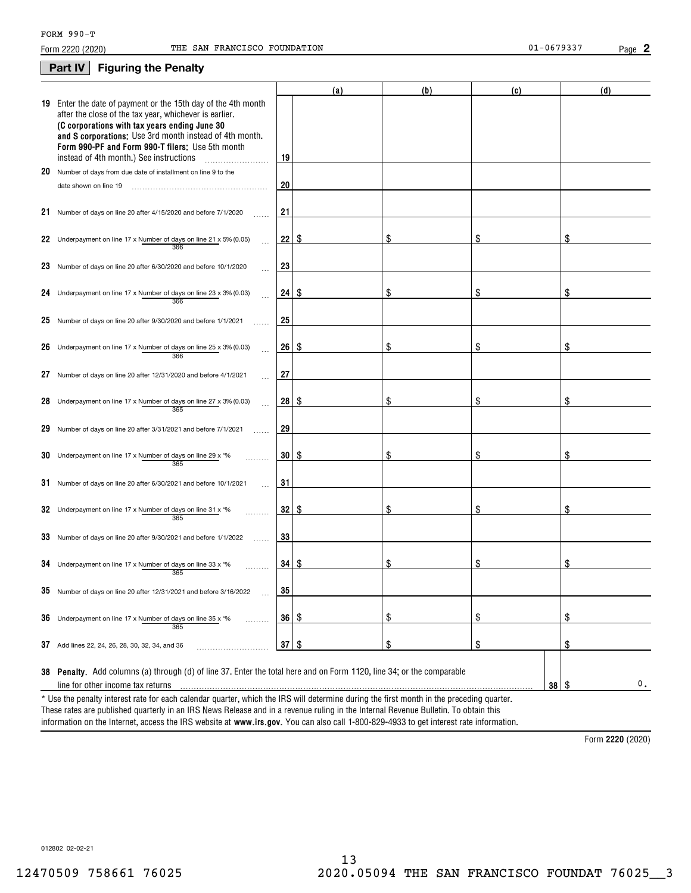Form 2220 (2020) THE SAN FRANCISCO FOUNDATION 01-0679337

## Part IV Figuring the Penalty

| | | | (a) | (b) | (c) | (d) |
|---|---|---|---|---|---|---|
| 19 | Enter the date of payment or the 15th day of the 4th month after the close of the tax year, whichever is earlier. **(C corporations with tax years ending June 30 and S corporations:** Use 3rd month instead of 4th month. **Form 990-PF and Form 990-T filers:** Use 5th month instead of 4th month.) See instructions | 19 | | | | |
| 20 | Number of days from due date of installment on line 9 to the date shown on line 19 | 20 | | | | |
| 21 | Number of days on line 20 after 4/15/2020 and before 7/1/2020 | 21 | | | | |
| 22 | Underpayment on line 17 x Number of days on line 21 / 366 x 5% (0.05) | 22 | $ | $ | $ | $ |
| 23 | Number of days on line 20 after 6/30/2020 and before 10/1/2020 | 23 | | | | |
| 24 | Underpayment on line 17 x Number of days on line 23 / 366 x 3% (0.03) | 24 | $ | $ | $ | $ |
| 25 | Number of days on line 20 after 9/30/2020 and before 1/1/2021 | 25 | | | | |
| 26 | Underpayment on line 17 x Number of days on line 25 / 366 x 3% (0.03) | 26 | $ | $ | $ | $ |
| 27 | Number of days on line 20 after 12/31/2020 and before 4/1/2021 | 27 | | | | |
| 28 | Underpayment on line 17 x Number of days on line 27 / 365 x 3% (0.03) | 28 | $ | $ | $ | $ |
| 29 | Number of days on line 20 after 3/31/2021 and before 7/1/2021 | 29 | | | | |
| 30 | Underpayment on line 17 x Number of days on line 29 / 365 x *% | 30 | $ | $ | $ | $ |
| 31 | Number of days on line 20 after 6/30/2021 and before 10/1/2021 | 31 | | | | |
| 32 | Underpayment on line 17 x Number of days on line 31 / 365 x *% | 32 | $ | $ | $ | $ |
| 33 | Number of days on line 20 after 9/30/2021 and before 1/1/2022 | 33 | | | | |
| 34 | Underpayment on line 17 x Number of days on line 33 / 365 x *% | 34 | $ | $ | $ | $ |
| 35 | Number of days on line 20 after 12/31/2021 and before 3/16/2022 | 35 | | | | |
| 36 | Underpayment on line 17 x Number of days on line 35 / 365 x *% | 36 | $ | $ | $ | $ |
| 37 | Add lines 22, 24, 26, 28, 30, 32, 34, and 36 | 37 | $ | $ | $ | $ |

**38 Penalty.** Add columns (a) through (d) of line 37. Enter the total here and on Form 1120, line 34; or the comparable line for other income tax returns ..... 38 $ 0.

\* Use the penalty interest rate for each calendar quarter, which the IRS will determine during the first month in the preceding quarter. These rates are published quarterly in an IRS News Release and in a revenue ruling in the Internal Revenue Bulletin. To obtain this information on the Internet, access the IRS website at **www.irs.gov**. You can also call 1-800-829-4933 to get interest rate information.

Form **2220** (2020)